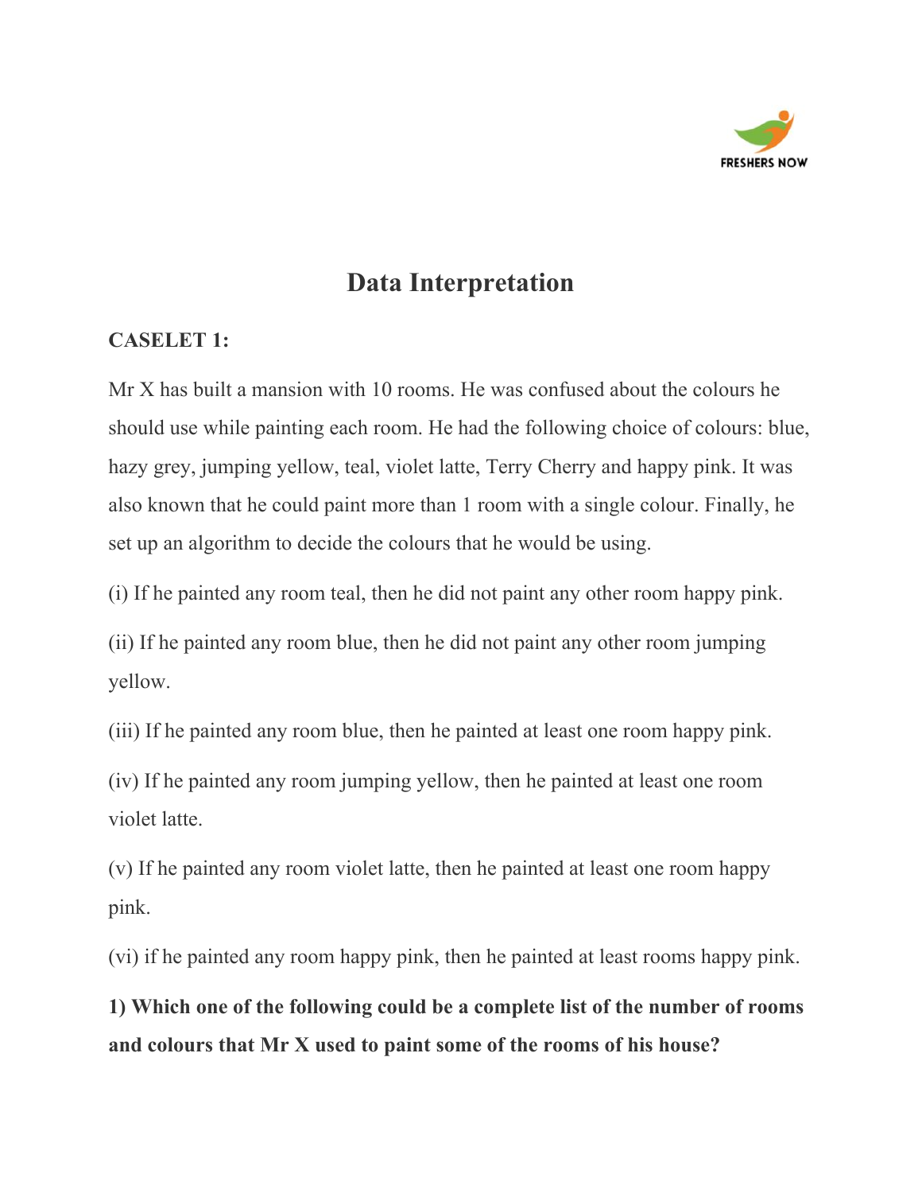# Data Interpretation

**CASELET 1:**

Mr X has built a mansion with 10 rooms. He was confused about the colours he should use while painting each room. He had the following choice of colours: blue, hazy grey, jumping yellow, teal, violet latte, Terry Cherry and happy pink. It was also known that he could paint more than 1 room with a single colour. Finally, he set up an algorithm to decide the colours that he would be using.

(i) If he painted any room teal, then he did not paint any other room happy pink.

(ii) If he painted any room blue, then he did not paint any other room jumping yellow.

(iii) If he painted any room blue, then he painted at least one room happy pink.

(iv) If he painted any room jumping yellow, then he painted at least one room violet latte.

(v) If he painted any room violet latte, then he painted at least one room happy pink.

(vi) if he painted any room happy pink, then he painted at least rooms happy pink.

**1) Which one of the following could be a complete list of the number of rooms and colours that Mr X used to paint some of the rooms of his house?**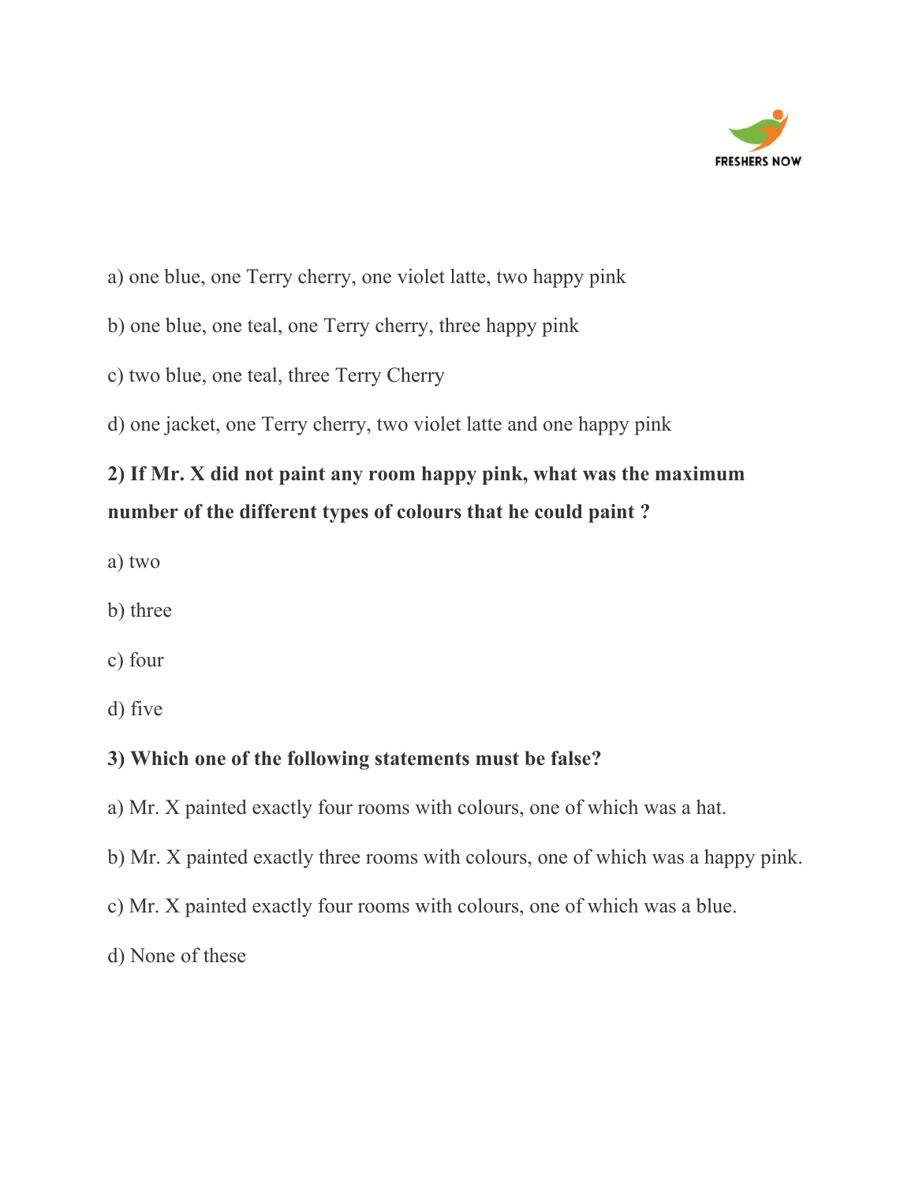a) one blue, one Terry cherry, one violet latte, two happy pink

b) one blue, one teal, one Terry cherry, three happy pink

c) two blue, one teal, three Terry Cherry

d) one jacket, one Terry cherry, two violet latte and one happy pink

**2) If Mr. X did not paint any room happy pink, what was the maximum number of the different types of colours that he could paint ?**

a) two

b) three

c) four

d) five

**3) Which one of the following statements must be false?**

a) Mr. X painted exactly four rooms with colours, one of which was a hat.

b) Mr. X painted exactly three rooms with colours, one of which was a happy pink.

c) Mr. X painted exactly four rooms with colours, one of which was a blue.

d) None of these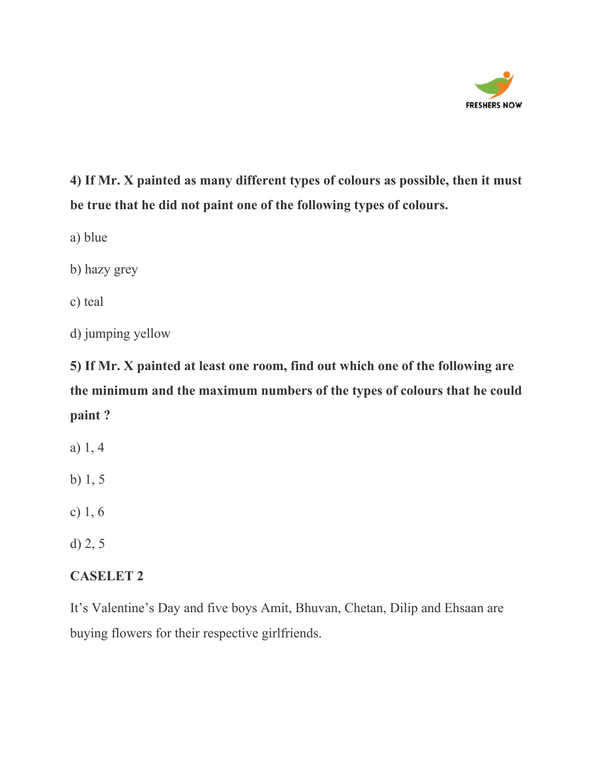**4) If Mr. X painted as many different types of colours as possible, then it must be true that he did not paint one of the following types of colours.**

a) blue

b) hazy grey

c) teal

d) jumping yellow

**5) If Mr. X painted at least one room, find out which one of the following are the minimum and the maximum numbers of the types of colours that he could paint ?**

a) 1, 4

b) 1, 5

c) 1, 6

d) 2, 5

**CASELET 2**

It's Valentine's Day and five boys Amit, Bhuvan, Chetan, Dilip and Ehsaan are buying flowers for their respective girlfriends.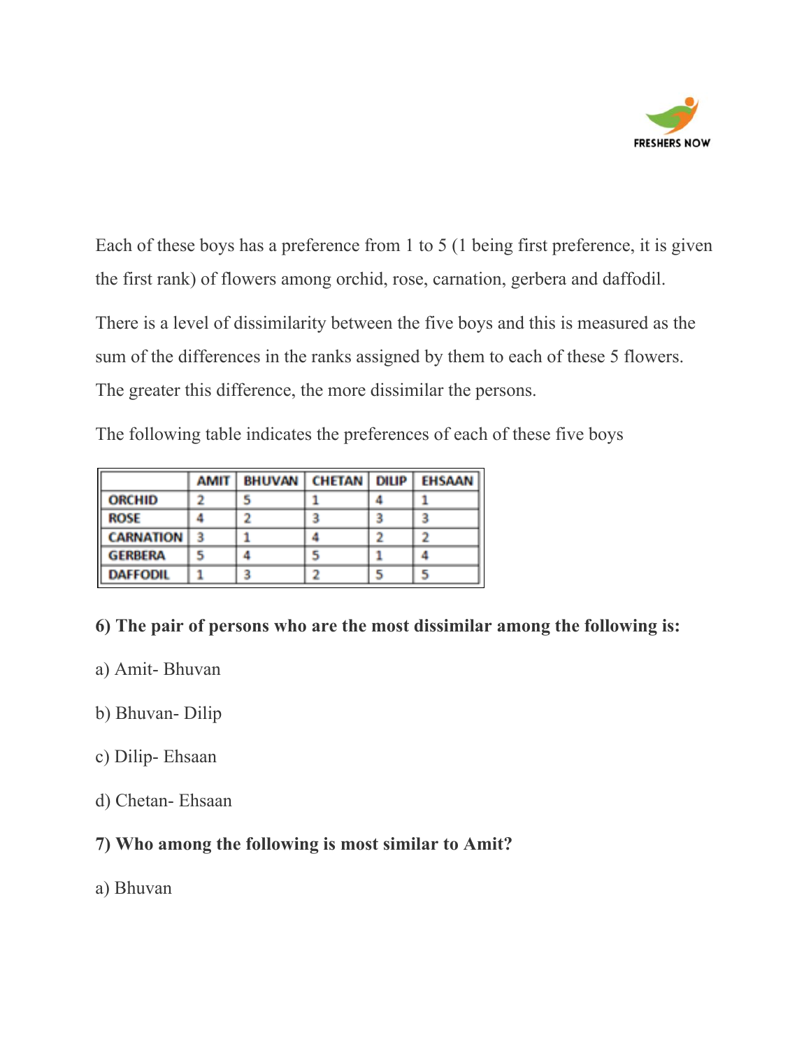Each of these boys has a preference from 1 to 5 (1 being first preference, it is given the first rank) of flowers among orchid, rose, carnation, gerbera and daffodil.

There is a level of dissimilarity between the five boys and this is measured as the sum of the differences in the ranks assigned by them to each of these 5 flowers. The greater this difference, the more dissimilar the persons.

The following table indicates the preferences of each of these five boys

| | AMIT | BHUVAN | CHETAN | DILIP | EHSAAN |
|---|---|---|---|---|---|
| ORCHID | 2 | 5 | 1 | 4 | 1 |
| ROSE | 4 | 2 | 3 | 3 | 3 |
| CARNATION | 3 | 1 | 4 | 2 | 2 |
| GERBERA | 5 | 4 | 5 | 1 | 4 |
| DAFFODIL | 1 | 3 | 2 | 5 | 5 |

**6) The pair of persons who are the most dissimilar among the following is:**

a) Amit- Bhuvan

b) Bhuvan- Dilip

c) Dilip- Ehsaan

d) Chetan- Ehsaan

**7) Who among the following is most similar to Amit?**

a) Bhuvan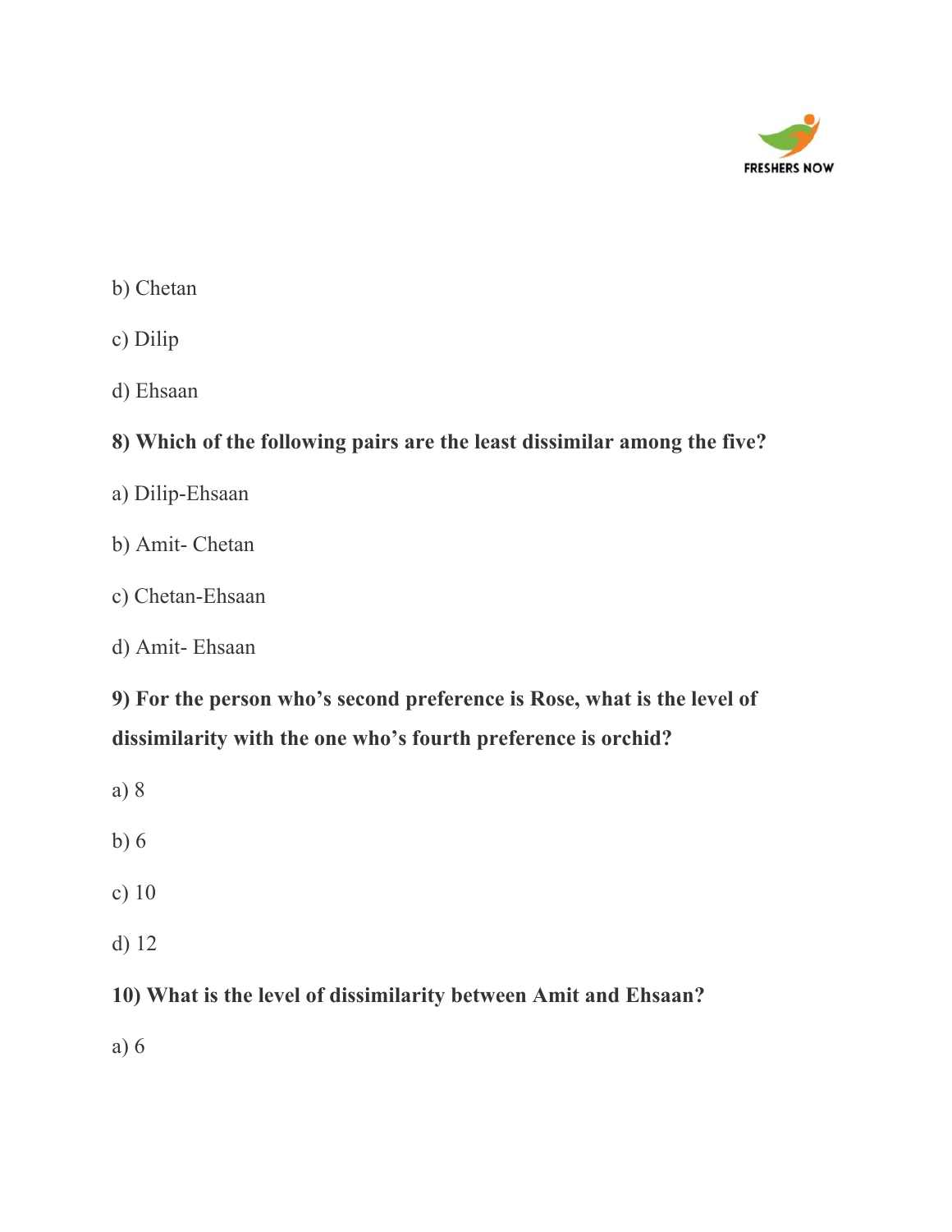b) Chetan

c) Dilip

d) Ehsaan

**8) Which of the following pairs are the least dissimilar among the five?**

a) Dilip-Ehsaan

b) Amit- Chetan

c) Chetan-Ehsaan

d) Amit- Ehsaan

**9) For the person who's second preference is Rose, what is the level of dissimilarity with the one who's fourth preference is orchid?**

a) 8

b) 6

c) 10

d) 12

**10) What is the level of dissimilarity between Amit and Ehsaan?**

a) 6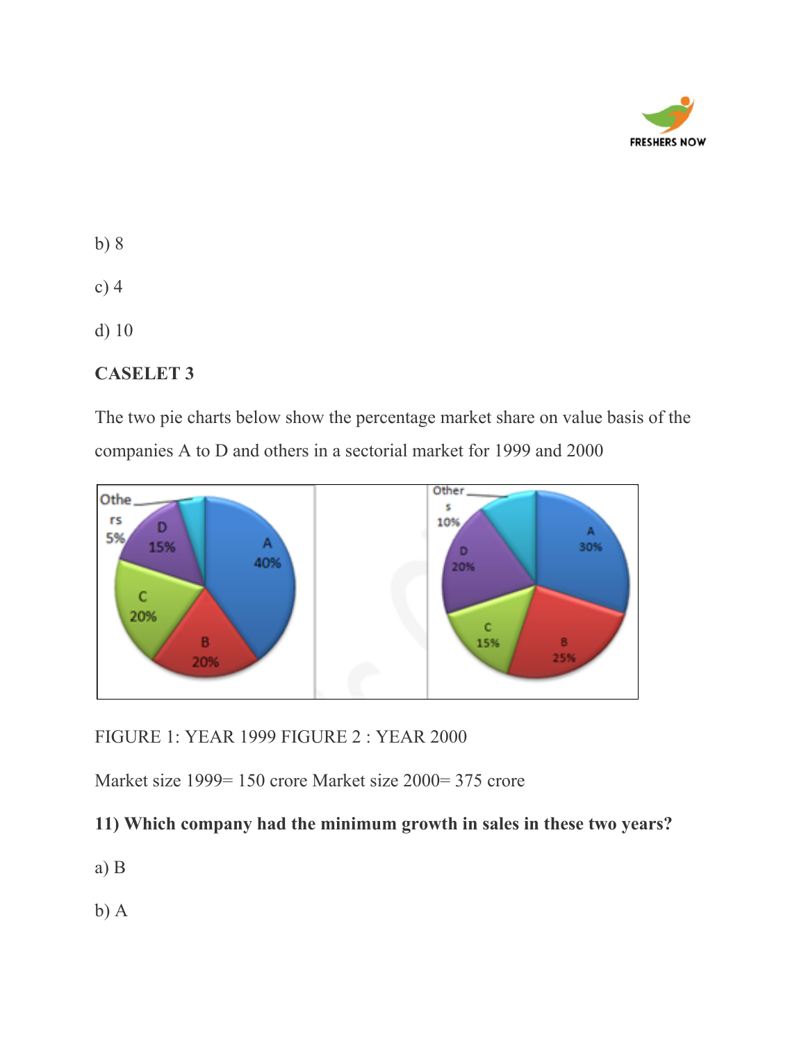b) 8

c) 4

d) 10

**CASELET 3**

The two pie charts below show the percentage market share on value basis of the companies A to D and others in a sectorial market for 1999 and 2000

FIGURE 1: YEAR 1999 FIGURE 2 : YEAR 2000

Market size 1999= 150 crore Market size 2000= 375 crore

**11) Which company had the minimum growth in sales in these two years?**

a) B

b) A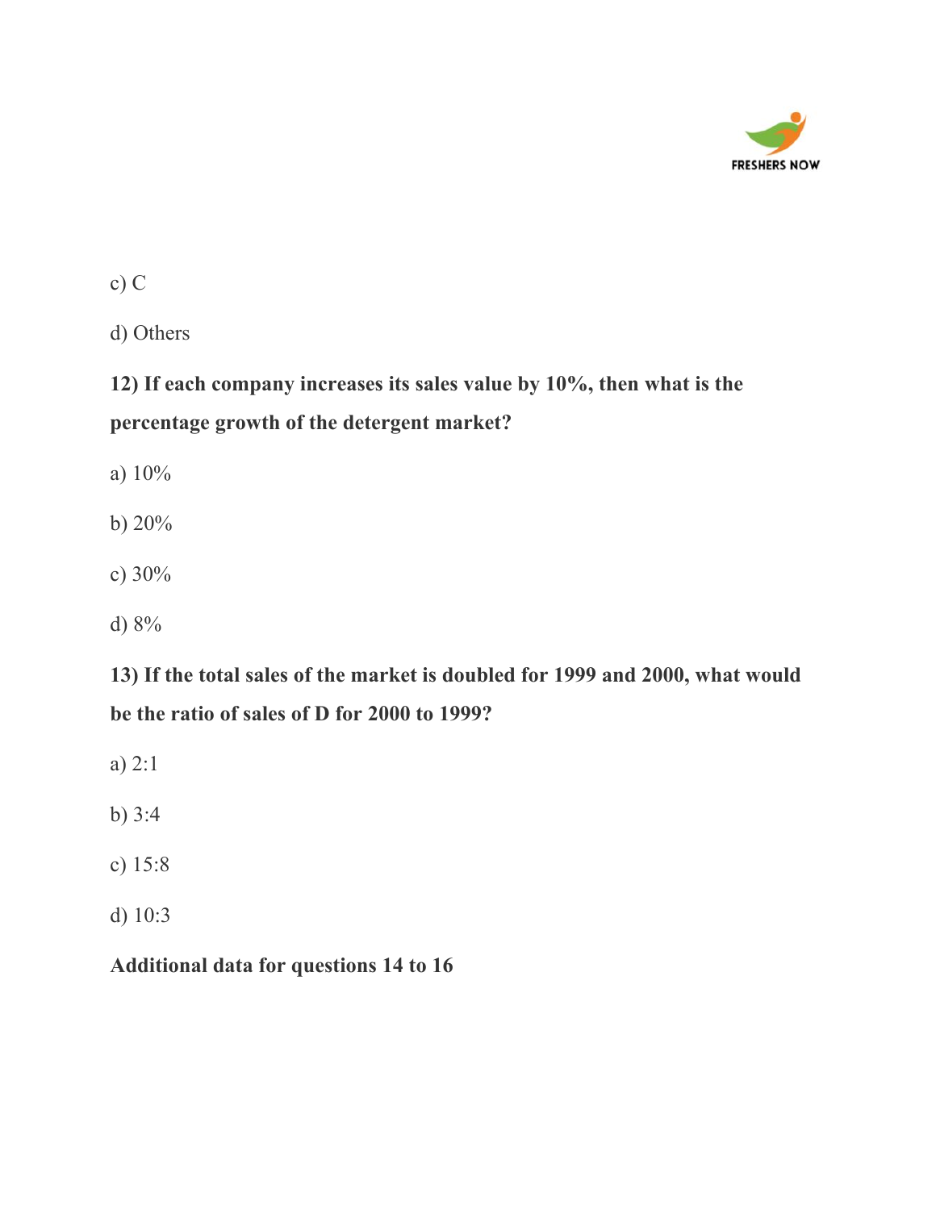c) C

d) Others

**12) If each company increases its sales value by 10%, then what is the percentage growth of the detergent market?**

a) 10%

b) 20%

c) 30%

d) 8%

**13) If the total sales of the market is doubled for 1999 and 2000, what would be the ratio of sales of D for 2000 to 1999?**

a) 2:1

b) 3:4

c) 15:8

d) 10:3

**Additional data for questions 14 to 16**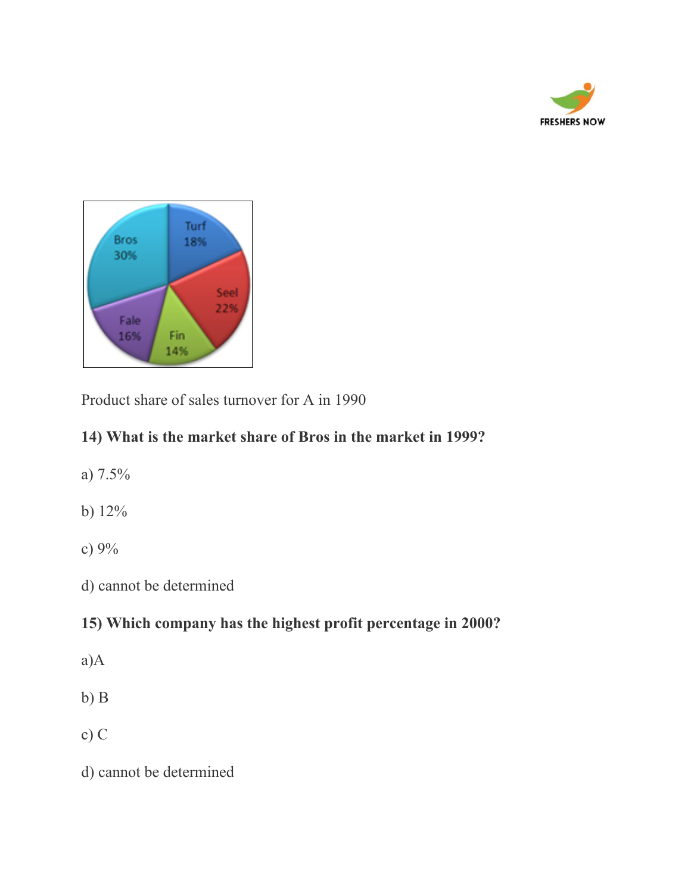Product share of sales turnover for A in 1990

**14) What is the market share of Bros in the market in 1999?**

a) 7.5%

b) 12%

c) 9%

d) cannot be determined

**15) Which company has the highest profit percentage in 2000?**

a)A

b) B

c) C

d) cannot be determined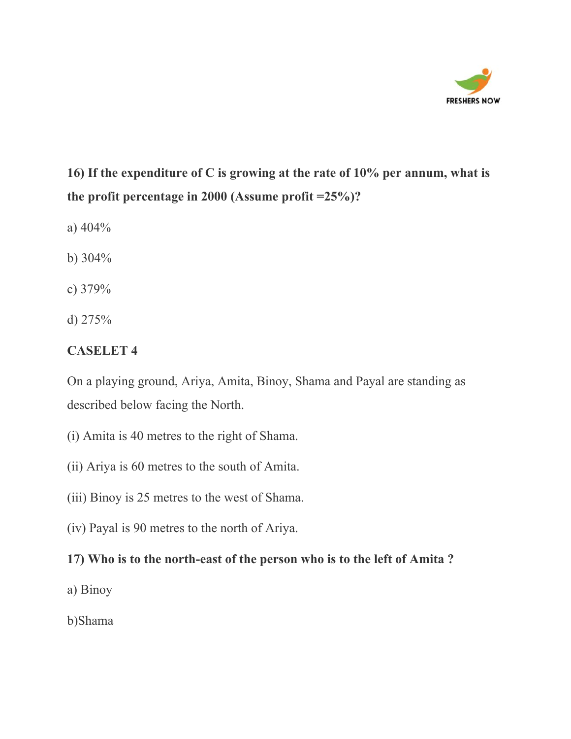**16) If the expenditure of C is growing at the rate of 10% per annum, what is the profit percentage in 2000 (Assume profit =25%)?**

a) 404%

b) 304%

c) 379%

d) 275%

**CASELET 4**

On a playing ground, Ariya, Amita, Binoy, Shama and Payal are standing as described below facing the North.

(i) Amita is 40 metres to the right of Shama.

(ii) Ariya is 60 metres to the south of Amita.

(iii) Binoy is 25 metres to the west of Shama.

(iv) Payal is 90 metres to the north of Ariya.

**17) Who is to the north-east of the person who is to the left of Amita ?**

a) Binoy

b)Shama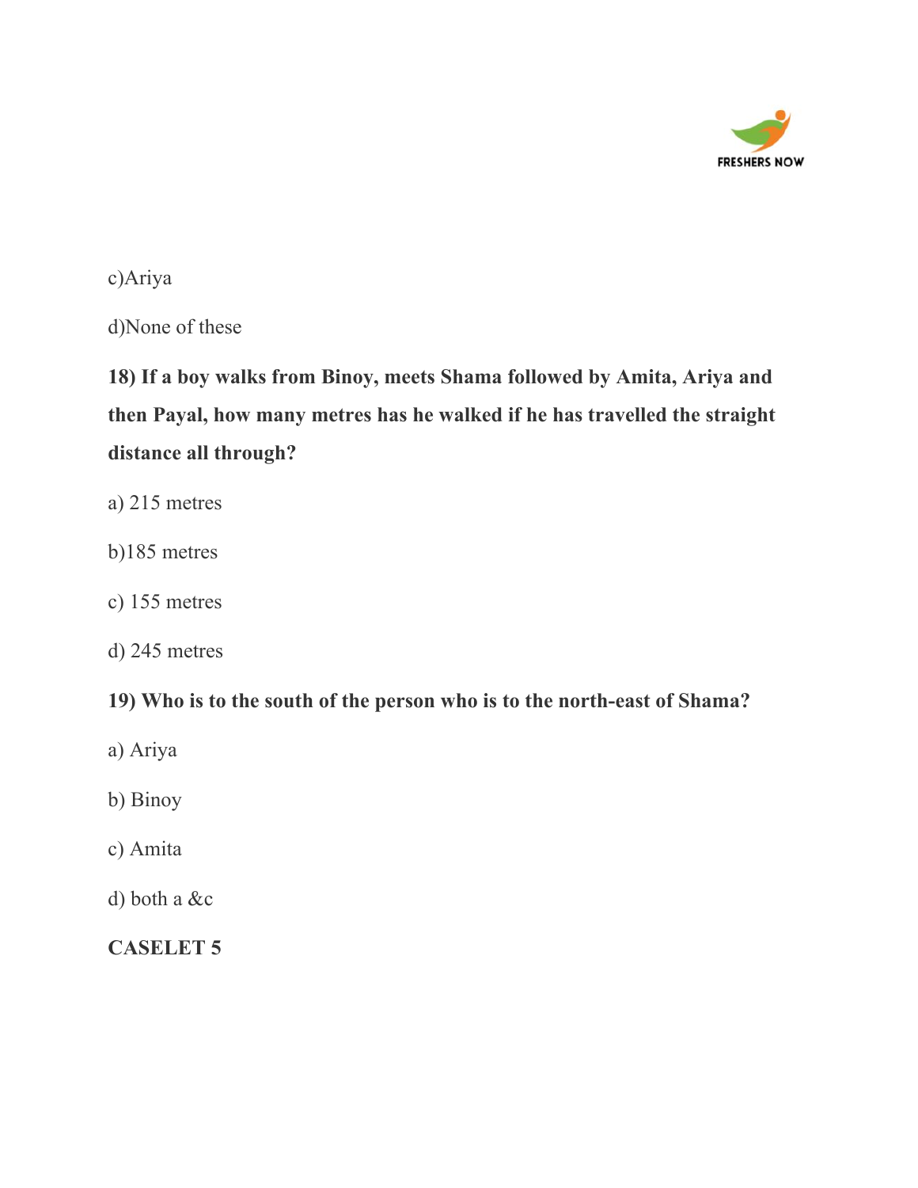c)Ariya

d)None of these

**18) If a boy walks from Binoy, meets Shama followed by Amita, Ariya and then Payal, how many metres has he walked if he has travelled the straight distance all through?**

a) 215 metres

b)185 metres

c) 155 metres

d) 245 metres

**19) Who is to the south of the person who is to the north-east of Shama?**

a) Ariya

b) Binoy

c) Amita

d) both a &c

**CASELET 5**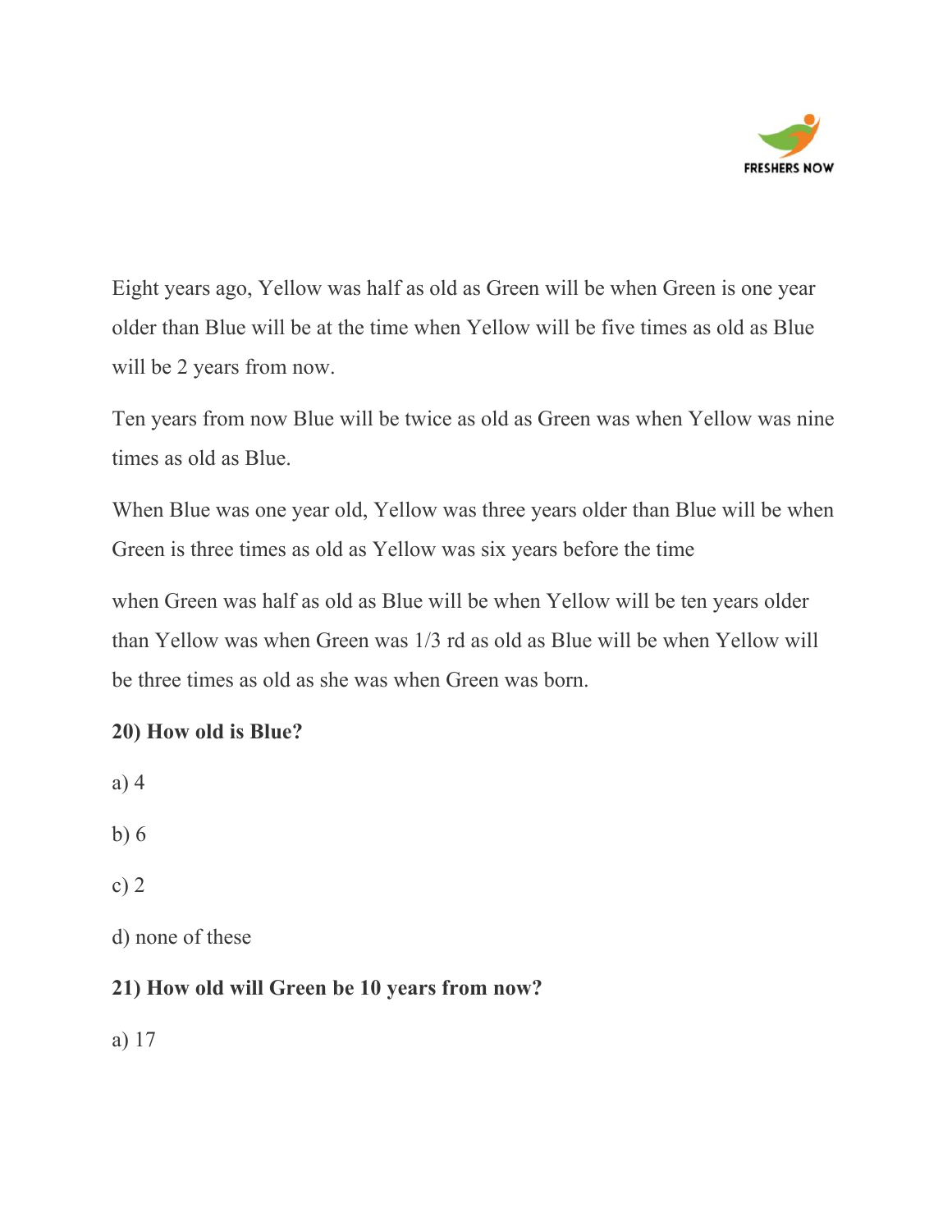Eight years ago, Yellow was half as old as Green will be when Green is one year older than Blue will be at the time when Yellow will be five times as old as Blue will be 2 years from now.

Ten years from now Blue will be twice as old as Green was when Yellow was nine times as old as Blue.

When Blue was one year old, Yellow was three years older than Blue will be when Green is three times as old as Yellow was six years before the time

when Green was half as old as Blue will be when Yellow will be ten years older than Yellow was when Green was 1/3 rd as old as Blue will be when Yellow will be three times as old as she was when Green was born.

**20) How old is Blue?**

a) 4

b) 6

c) 2

d) none of these

**21) How old will Green be 10 years from now?**

a) 17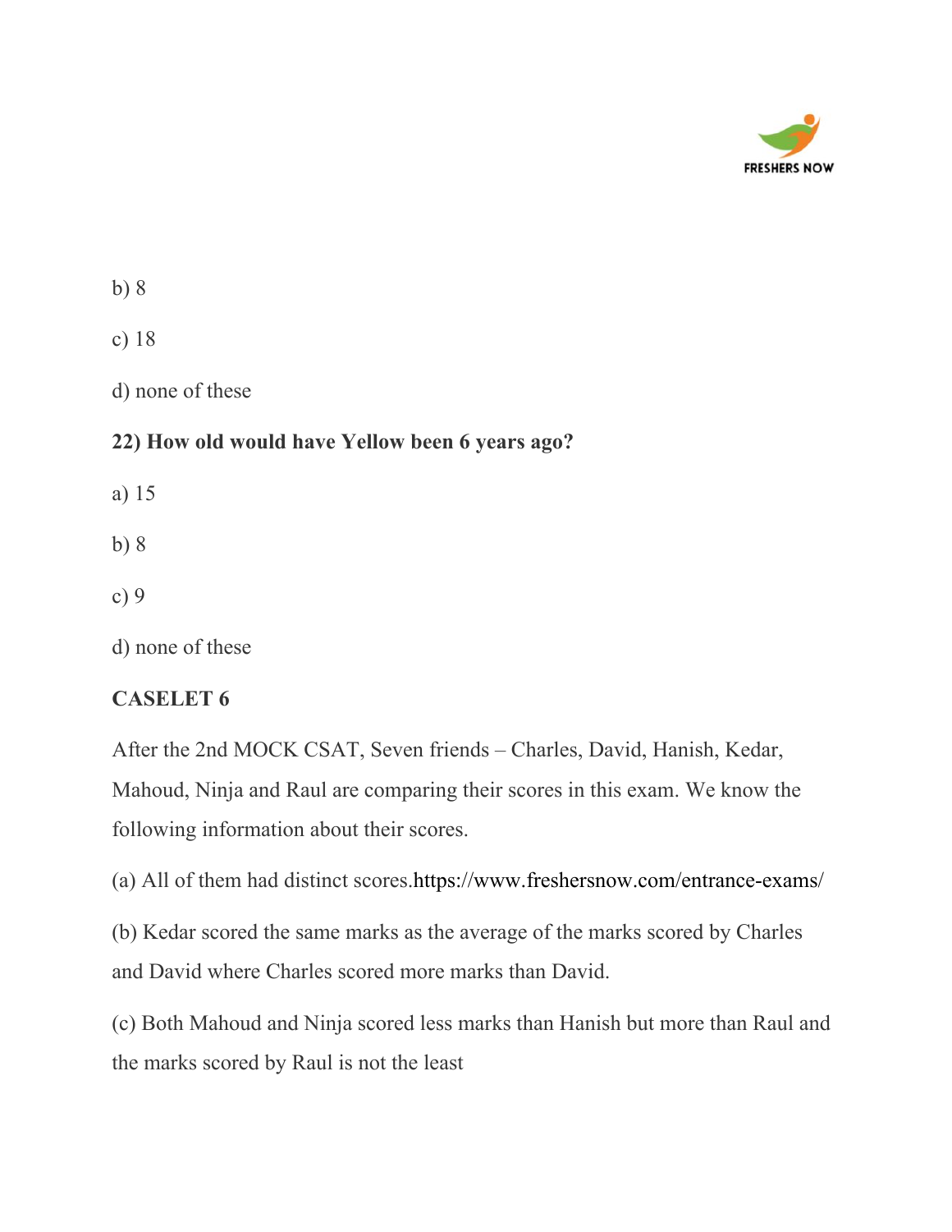b) 8

c) 18

d) none of these

**22) How old would have Yellow been 6 years ago?**

a) 15

b) 8

c) 9

d) none of these

**CASELET 6**

After the 2nd MOCK CSAT, Seven friends – Charles, David, Hanish, Kedar, Mahoud, Ninja and Raul are comparing their scores in this exam. We know the following information about their scores.

(a) All of them had distinct scores.https://www.freshersnow.com/entrance-exams/

(b) Kedar scored the same marks as the average of the marks scored by Charles and David where Charles scored more marks than David.

(c) Both Mahoud and Ninja scored less marks than Hanish but more than Raul and the marks scored by Raul is not the least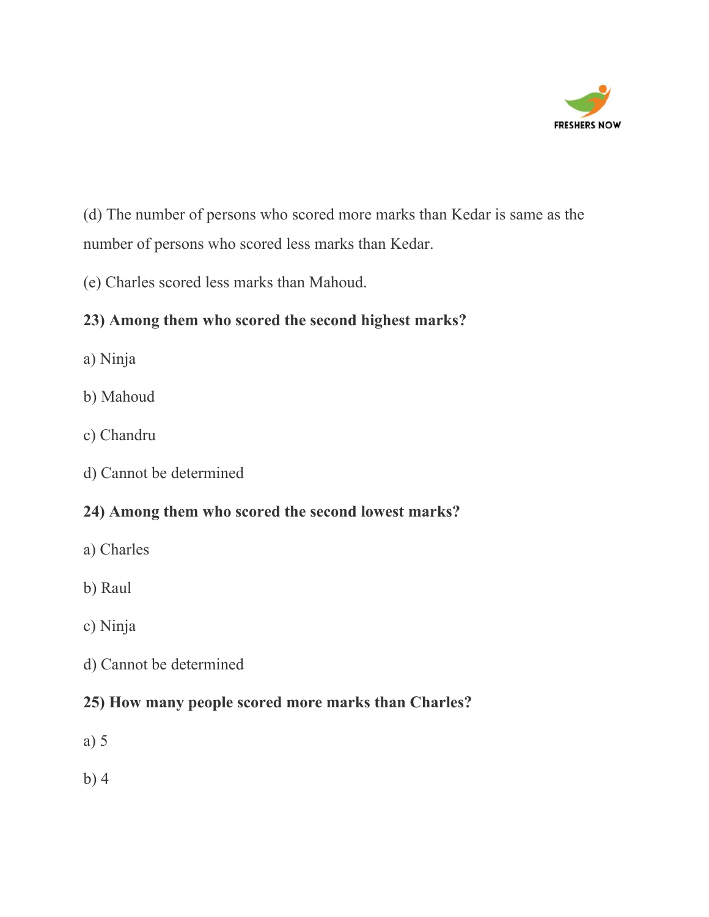(d) The number of persons who scored more marks than Kedar is same as the number of persons who scored less marks than Kedar.

(e) Charles scored less marks than Mahoud.

**23) Among them who scored the second highest marks?**

a) Ninja

b) Mahoud

c) Chandru

d) Cannot be determined

**24) Among them who scored the second lowest marks?**

a) Charles

b) Raul

c) Ninja

d) Cannot be determined

**25) How many people scored more marks than Charles?**

a) 5

b) 4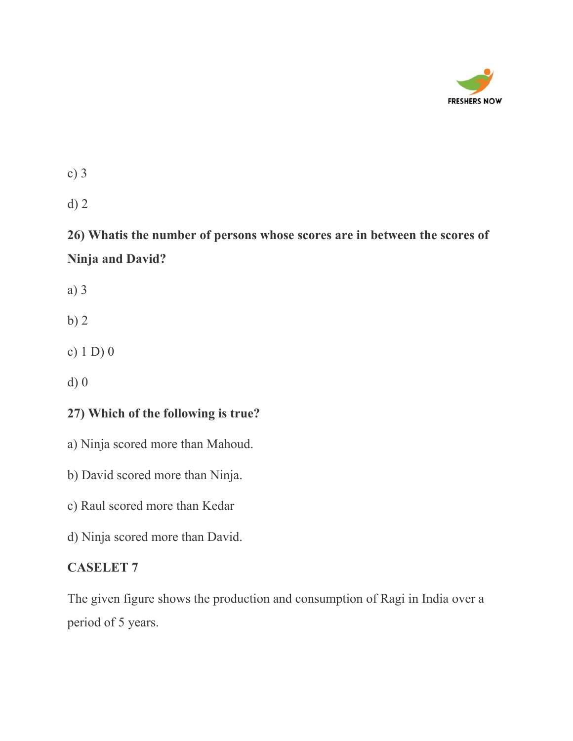c) 3

d) 2

**26) Whatis the number of persons whose scores are in between the scores of Ninja and David?**

a) 3

b) 2

c) 1 D) 0

d) 0

**27) Which of the following is true?**

a) Ninja scored more than Mahoud.

b) David scored more than Ninja.

c) Raul scored more than Kedar

d) Ninja scored more than David.

**CASELET 7**

The given figure shows the production and consumption of Ragi in India over a period of 5 years.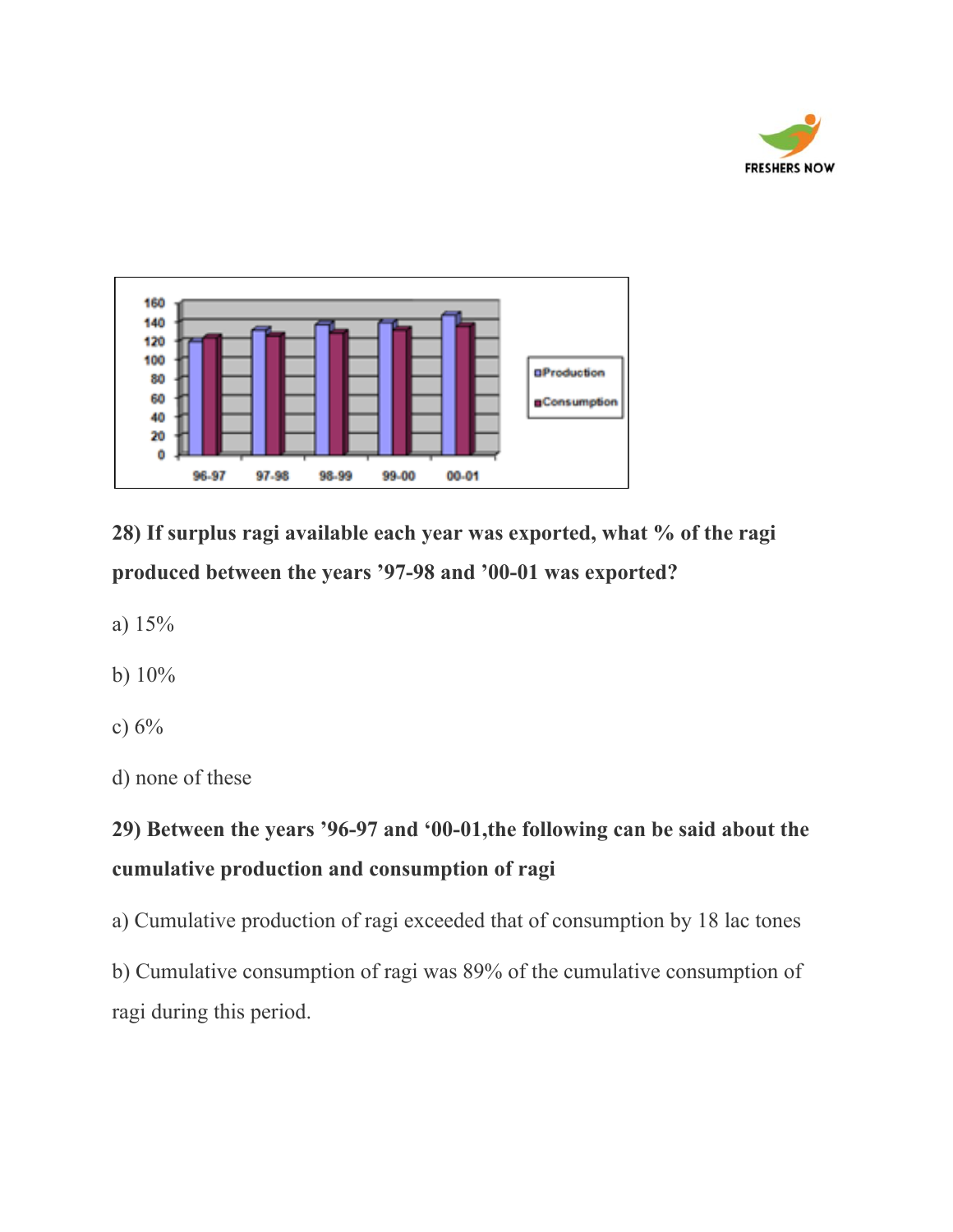**28) If surplus ragi available each year was exported, what % of the ragi produced between the years '97-98 and '00-01 was exported?**

a) 15%

b) 10%

c) 6%

d) none of these

**29) Between the years '96-97 and '00-01,the following can be said about the cumulative production and consumption of ragi**

a) Cumulative production of ragi exceeded that of consumption by 18 lac tones

b) Cumulative consumption of ragi was 89% of the cumulative consumption of ragi during this period.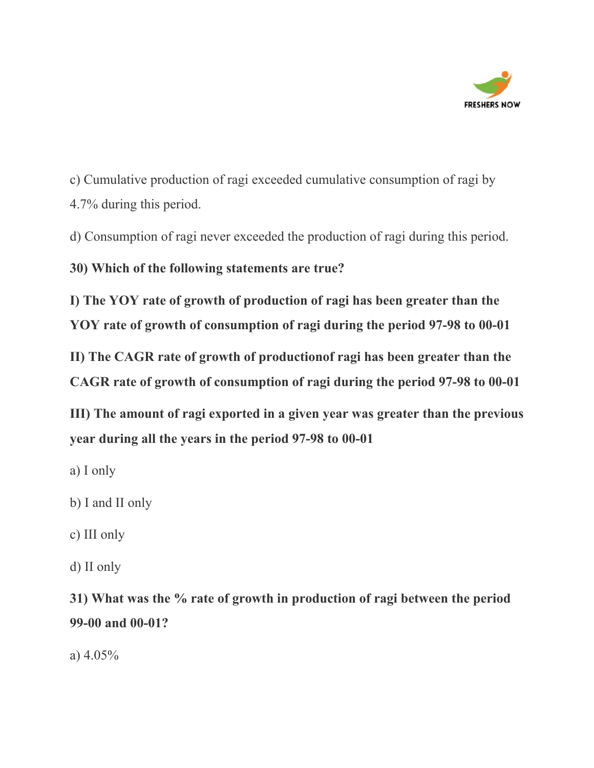c) Cumulative production of ragi exceeded cumulative consumption of ragi by 4.7% during this period.

d) Consumption of ragi never exceeded the production of ragi during this period.

**30) Which of the following statements are true?**

**I) The YOY rate of growth of production of ragi has been greater than the YOY rate of growth of consumption of ragi during the period 97-98 to 00-01**

**II) The CAGR rate of growth of productionof ragi has been greater than the CAGR rate of growth of consumption of ragi during the period 97-98 to 00-01**

**III) The amount of ragi exported in a given year was greater than the previous year during all the years in the period 97-98 to 00-01**

a) I only

b) I and II only

c) III only

d) II only

**31) What was the % rate of growth in production of ragi between the period 99-00 and 00-01?**

a) 4.05%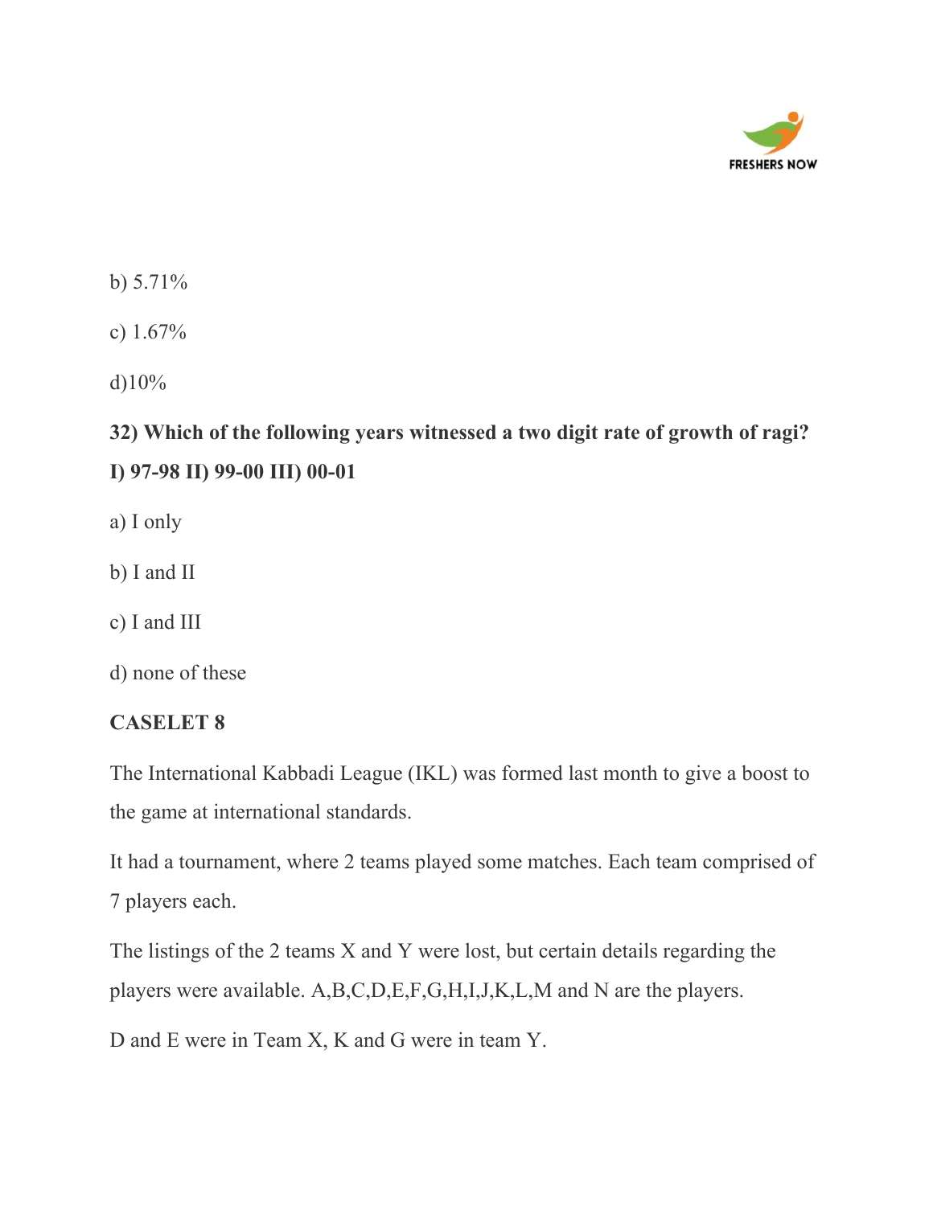b) 5.71%

c) 1.67%

d)10%

**32) Which of the following years witnessed a two digit rate of growth of ragi? I) 97-98 II) 99-00 III) 00-01**

a) I only

b) I and II

c) I and III

d) none of these

**CASELET 8**

The International Kabbadi League (IKL) was formed last month to give a boost to the game at international standards.

It had a tournament, where 2 teams played some matches. Each team comprised of 7 players each.

The listings of the 2 teams X and Y were lost, but certain details regarding the players were available. A,B,C,D,E,F,G,H,I,J,K,L,M and N are the players.

D and E were in Team X, K and G were in team Y.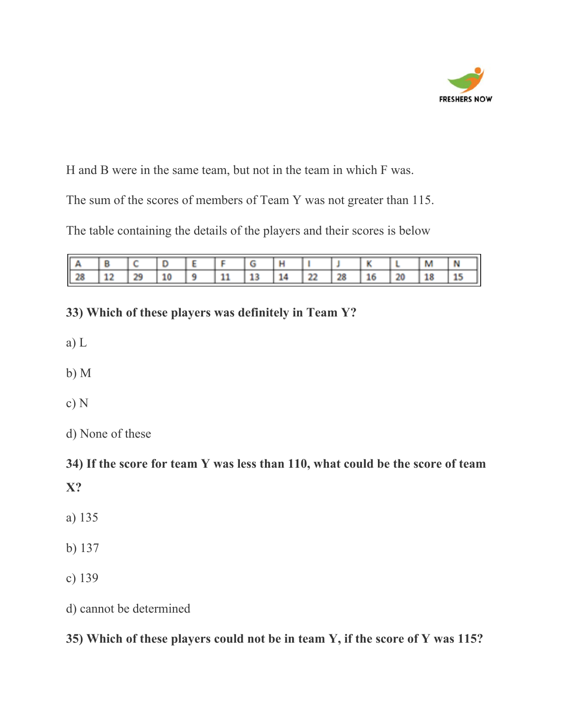H and B were in the same team, but not in the team in which F was.

The sum of the scores of members of Team Y was not greater than 115.

The table containing the details of the players and their scores is below

| A | B | C | D | E | F | G | H | I | J | K | L | M | N |
|---|---|---|---|---|---|---|---|---|---|---|---|---|---|
| 28 | 12 | 29 | 10 | 9 | 11 | 13 | 14 | 22 | 28 | 16 | 20 | 18 | 15 |

**33) Which of these players was definitely in Team Y?**

a) L

b) M

c) N

d) None of these

**34) If the score for team Y was less than 110, what could be the score of team X?**

a) 135

b) 137

c) 139

d) cannot be determined

**35) Which of these players could not be in team Y, if the score of Y was 115?**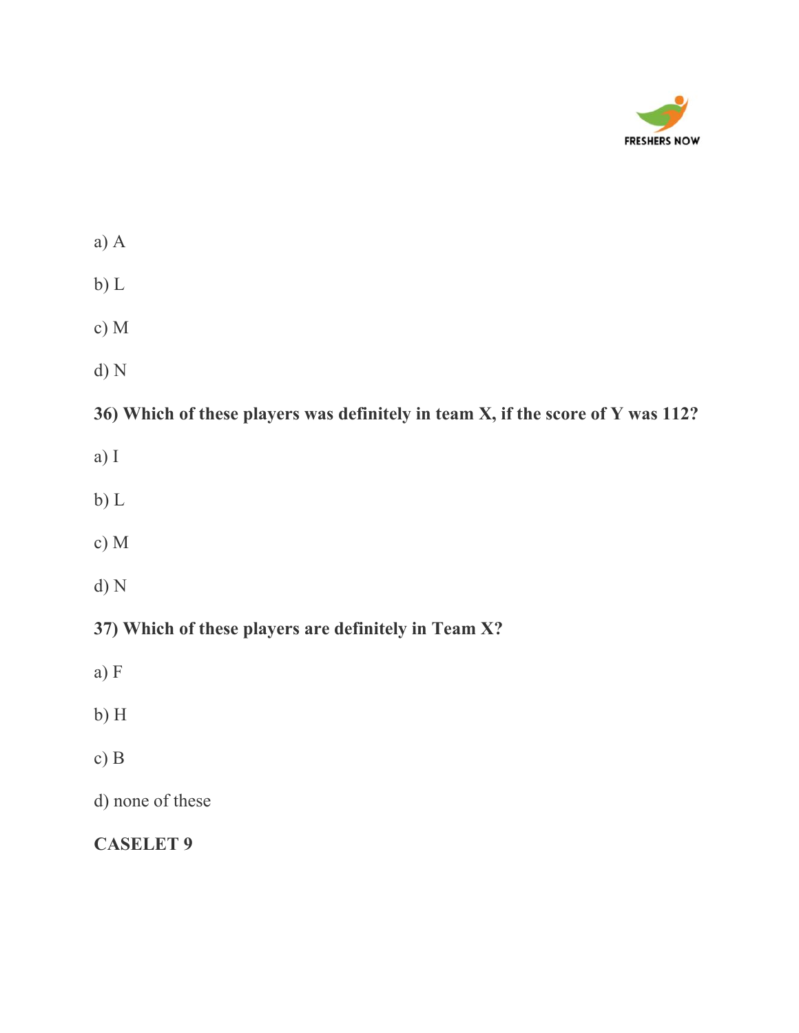a) A

b) L

c) M

d) N

**36) Which of these players was definitely in team X, if the score of Y was 112?**

a) I

b) L

c) M

d) N

**37) Which of these players are definitely in Team X?**

a) F

b) H

c) B

d) none of these

**CASELET 9**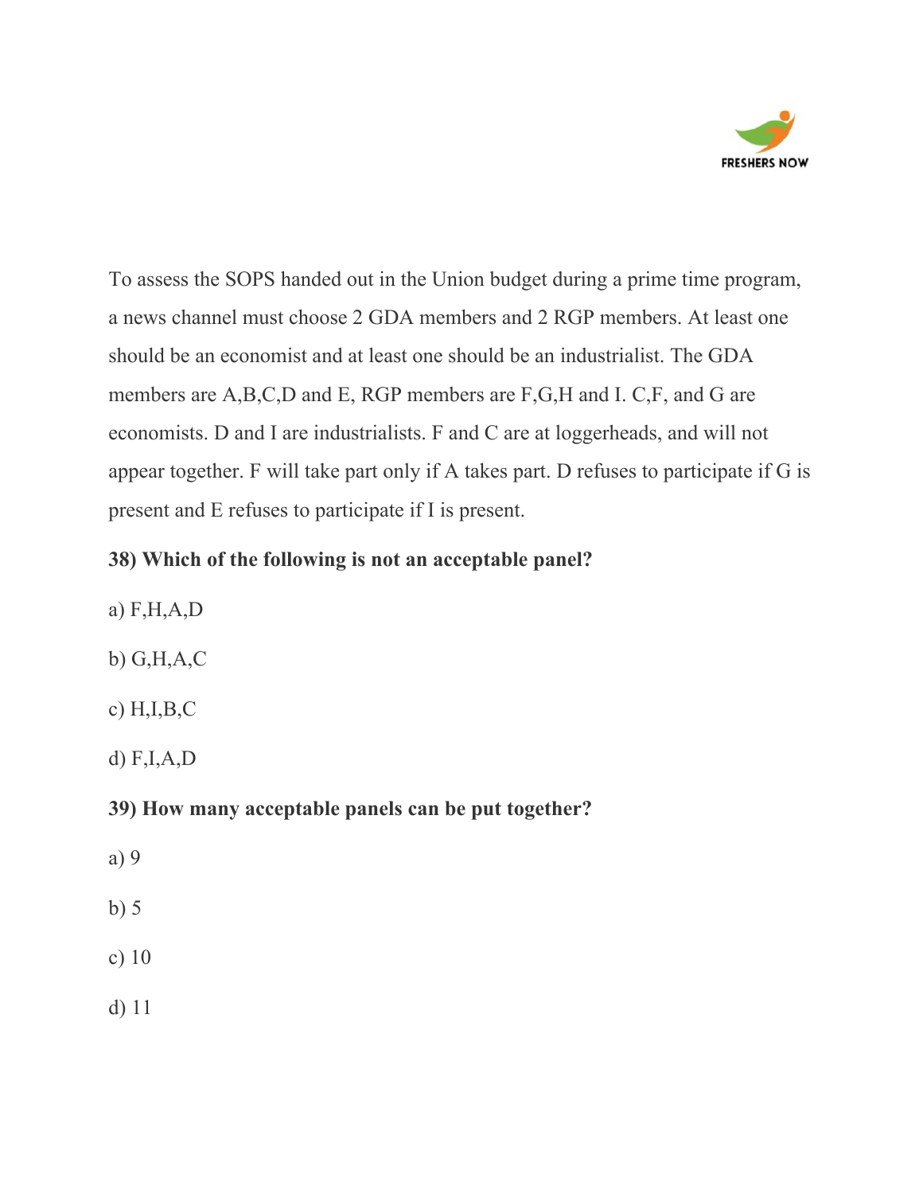To assess the SOPS handed out in the Union budget during a prime time program, a news channel must choose 2 GDA members and 2 RGP members. At least one should be an economist and at least one should be an industrialist. The GDA members are A,B,C,D and E, RGP members are F,G,H and I. C,F, and G are economists. D and I are industrialists. F and C are at loggerheads, and will not appear together. F will take part only if A takes part. D refuses to participate if G is present and E refuses to participate if I is present.

**38) Which of the following is not an acceptable panel?**

a) F,H,A,D

b) G,H,A,C

c) H,I,B,C

d) F,I,A,D

**39) How many acceptable panels can be put together?**

a) 9

b) 5

c) 10

d) 11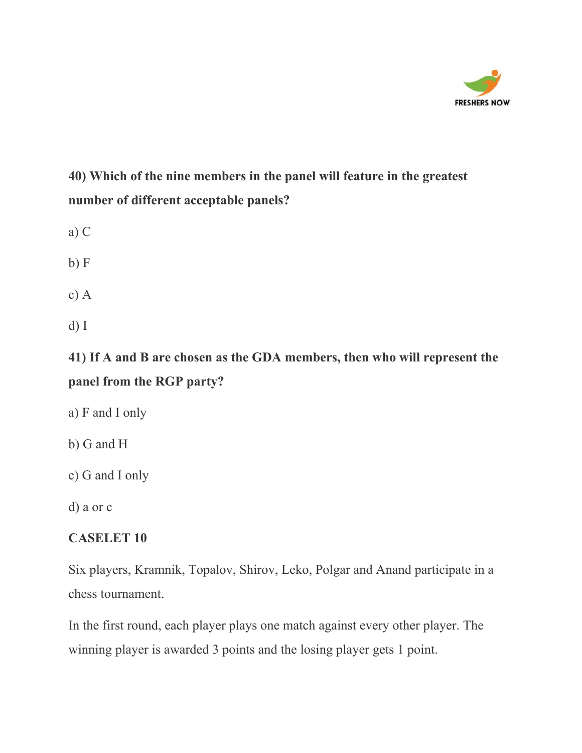**40) Which of the nine members in the panel will feature in the greatest number of different acceptable panels?**

a) C

b) F

c) A

d) I

**41) If A and B are chosen as the GDA members, then who will represent the panel from the RGP party?**

a) F and I only

b) G and H

c) G and I only

d) a or c

**CASELET 10**

Six players, Kramnik, Topalov, Shirov, Leko, Polgar and Anand participate in a chess tournament.

In the first round, each player plays one match against every other player. The winning player is awarded 3 points and the losing player gets 1 point.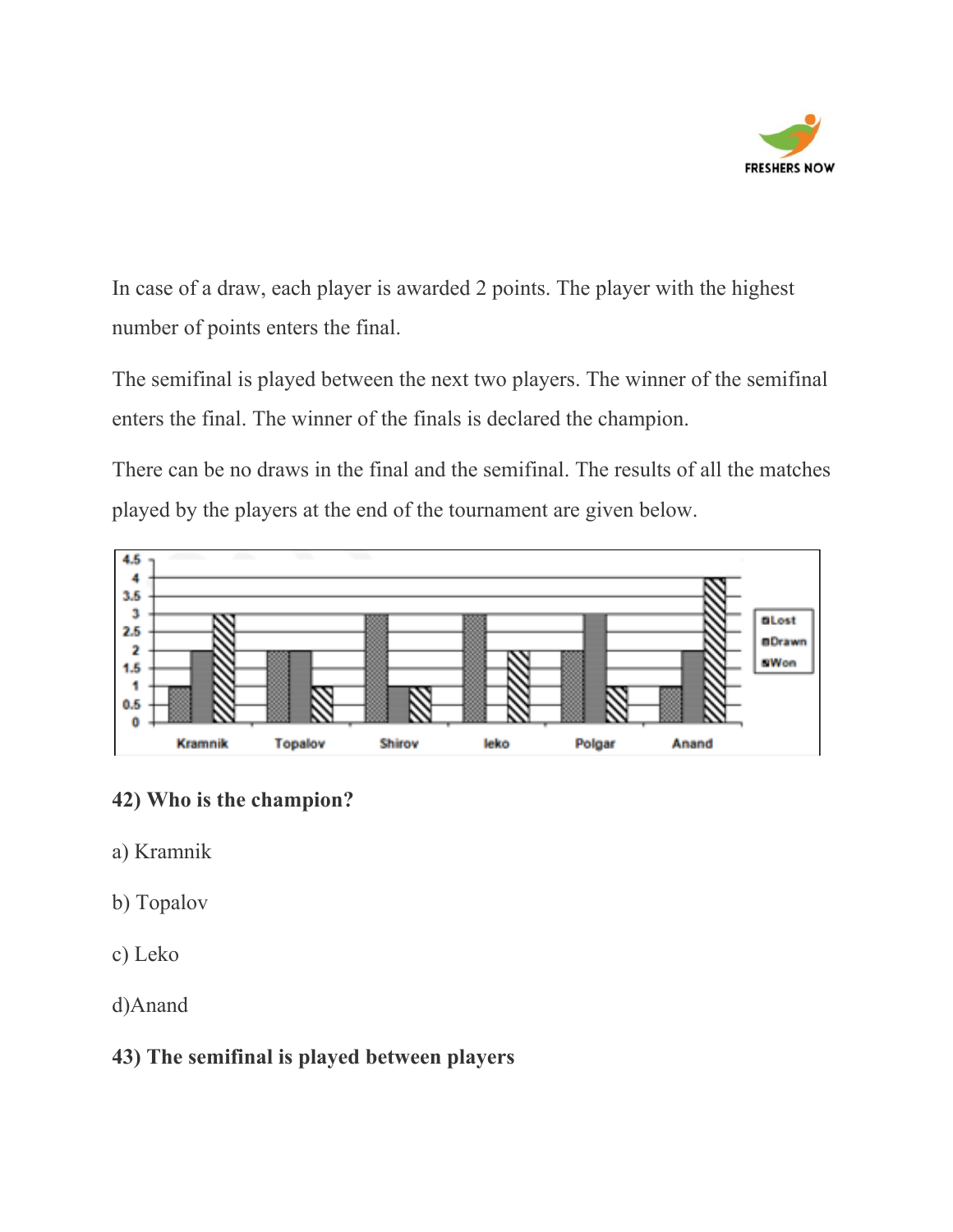In case of a draw, each player is awarded 2 points. The player with the highest number of points enters the final.

The semifinal is played between the next two players. The winner of the semifinal enters the final. The winner of the finals is declared the champion.

There can be no draws in the final and the semifinal. The results of all the matches played by the players at the end of the tournament are given below.

**42) Who is the champion?**

a) Kramnik

b) Topalov

c) Leko

d)Anand

**43) The semifinal is played between players**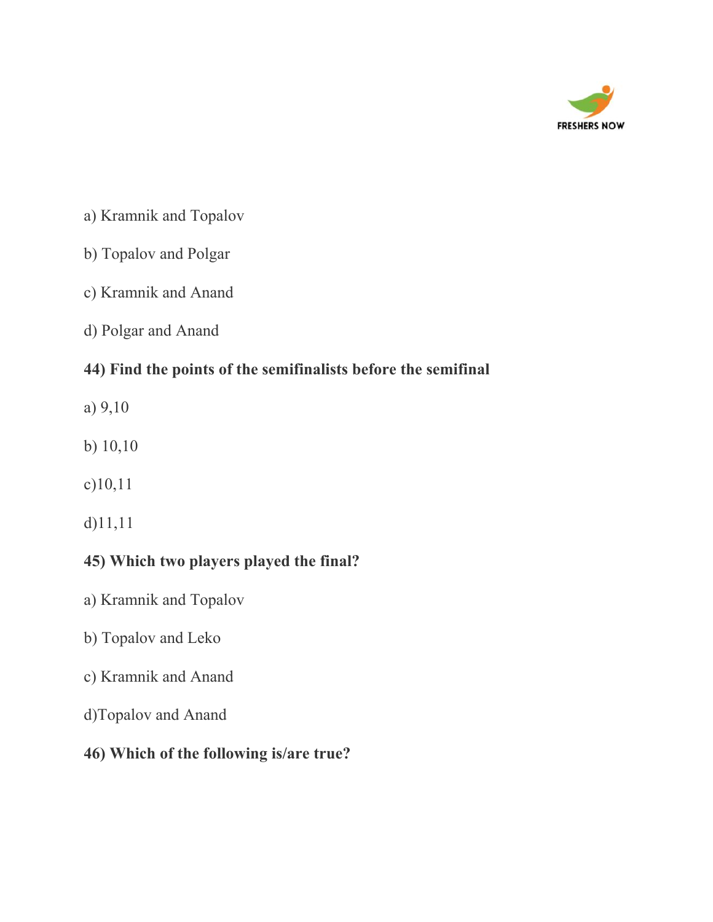a) Kramnik and Topalov

b) Topalov and Polgar

c) Kramnik and Anand

d) Polgar and Anand

**44) Find the points of the semifinalists before the semifinal**

a) 9,10

b) 10,10

c)10,11

d)11,11

**45) Which two players played the final?**

a) Kramnik and Topalov

b) Topalov and Leko

c) Kramnik and Anand

d)Topalov and Anand

**46) Which of the following is/are true?**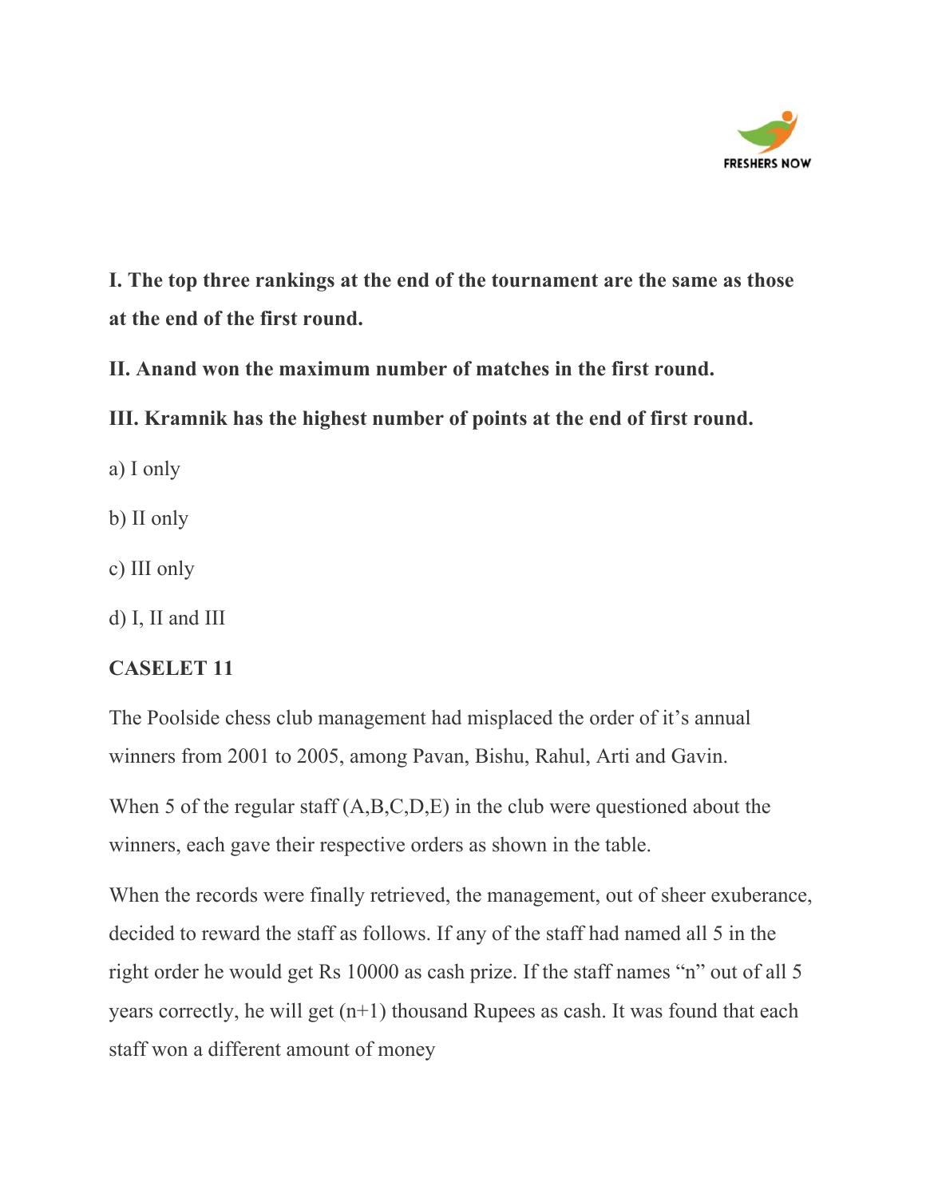**I. The top three rankings at the end of the tournament are the same as those at the end of the first round.**

**II. Anand won the maximum number of matches in the first round.**

**III. Kramnik has the highest number of points at the end of first round.**

a) I only

b) II only

c) III only

d) I, II and III

**CASELET 11**

The Poolside chess club management had misplaced the order of it's annual winners from 2001 to 2005, among Pavan, Bishu, Rahul, Arti and Gavin.

When 5 of the regular staff (A,B,C,D,E) in the club were questioned about the winners, each gave their respective orders as shown in the table.

When the records were finally retrieved, the management, out of sheer exuberance, decided to reward the staff as follows. If any of the staff had named all 5 in the right order he would get Rs 10000 as cash prize. If the staff names "n" out of all 5 years correctly, he will get (n+1) thousand Rupees as cash. It was found that each staff won a different amount of money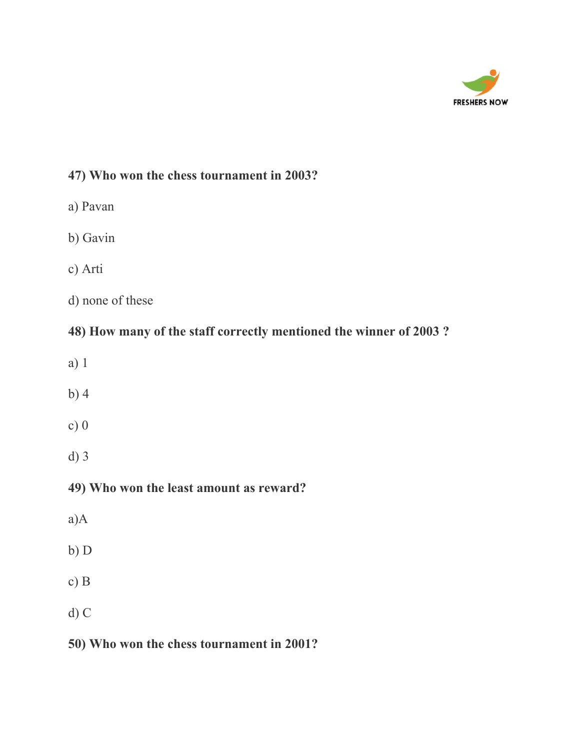**47) Who won the chess tournament in 2003?**

a) Pavan

b) Gavin

c) Arti

d) none of these

**48) How many of the staff correctly mentioned the winner of 2003 ?**

a) 1

b) 4

c) 0

d) 3

**49) Who won the least amount as reward?**

a)A

b) D

c) B

d) C

**50) Who won the chess tournament in 2001?**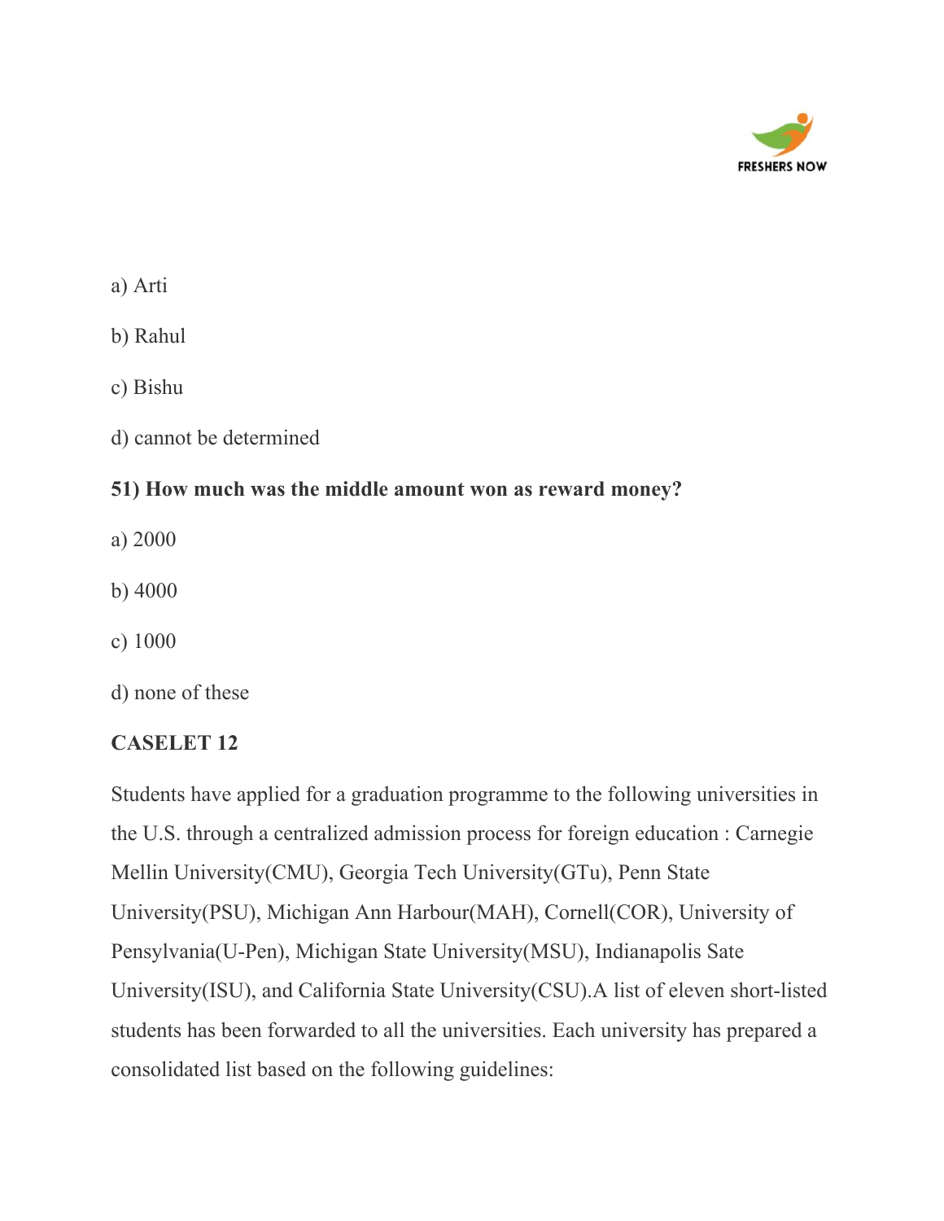a) Arti

b) Rahul

c) Bishu

d) cannot be determined

**51) How much was the middle amount won as reward money?**

a) 2000

b) 4000

c) 1000

d) none of these

**CASELET 12**

Students have applied for a graduation programme to the following universities in the U.S. through a centralized admission process for foreign education : Carnegie Mellin University(CMU), Georgia Tech University(GTu), Penn State University(PSU), Michigan Ann Harbour(MAH), Cornell(COR), University of Pensylvania(U-Pen), Michigan State University(MSU), Indianapolis Sate University(ISU), and California State University(CSU).A list of eleven short-listed students has been forwarded to all the universities. Each university has prepared a consolidated list based on the following guidelines: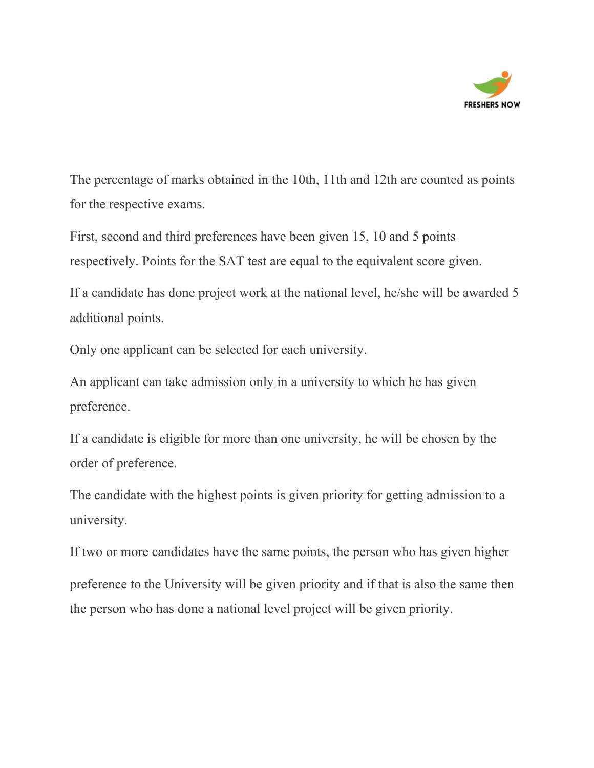The percentage of marks obtained in the 10th, 11th and 12th are counted as points for the respective exams.

First, second and third preferences have been given 15, 10 and 5 points respectively. Points for the SAT test are equal to the equivalent score given.

If a candidate has done project work at the national level, he/she will be awarded 5 additional points.

Only one applicant can be selected for each university.

An applicant can take admission only in a university to which he has given preference.

If a candidate is eligible for more than one university, he will be chosen by the order of preference.

The candidate with the highest points is given priority for getting admission to a university.

If two or more candidates have the same points, the person who has given higher preference to the University will be given priority and if that is also the same then the person who has done a national level project will be given priority.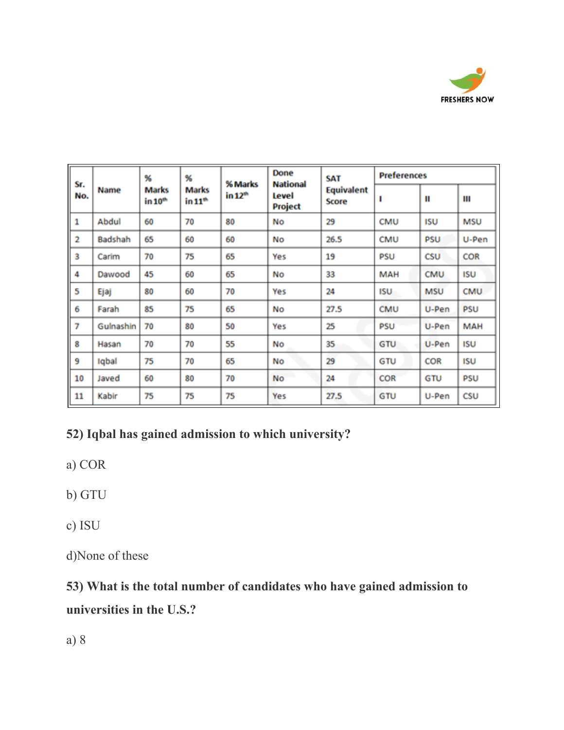| Sr. No. | Name | % Marks in 10th | % Marks in 11th | % Marks in 12th | Done National Level Project | SAT Equivalent Score | Preferences | | |
|---|---|---|---|---|---|---|---|---|---|
| | | | | | | | I | II | III |
| 1 | Abdul | 60 | 70 | 80 | No | 29 | CMU | ISU | MSU |
| 2 | Badshah | 65 | 60 | 60 | No | 26.5 | CMU | PSU | U-Pen |
| 3 | Carim | 70 | 75 | 65 | Yes | 19 | PSU | CSU | COR |
| 4 | Dawood | 45 | 60 | 65 | No | 33 | MAH | CMU | ISU |
| 5 | Ejaj | 80 | 60 | 70 | Yes | 24 | ISU | MSU | CMU |
| 6 | Farah | 85 | 75 | 65 | No | 27.5 | CMU | U-Pen | PSU |
| 7 | Gulnashin | 70 | 80 | 50 | Yes | 25 | PSU | U-Pen | MAH |
| 8 | Hasan | 70 | 70 | 55 | No | 35 | GTU | U-Pen | ISU |
| 9 | Iqbal | 75 | 70 | 65 | No | 29 | GTU | COR | ISU |
| 10 | Javed | 60 | 80 | 70 | No | 24 | COR | GTU | PSU |
| 11 | Kabir | 75 | 75 | 75 | Yes | 27.5 | GTU | U-Pen | CSU |

**52) Iqbal has gained admission to which university?**

a) COR

b) GTU

c) ISU

d)None of these

**53) What is the total number of candidates who have gained admission to universities in the U.S.?**

a) 8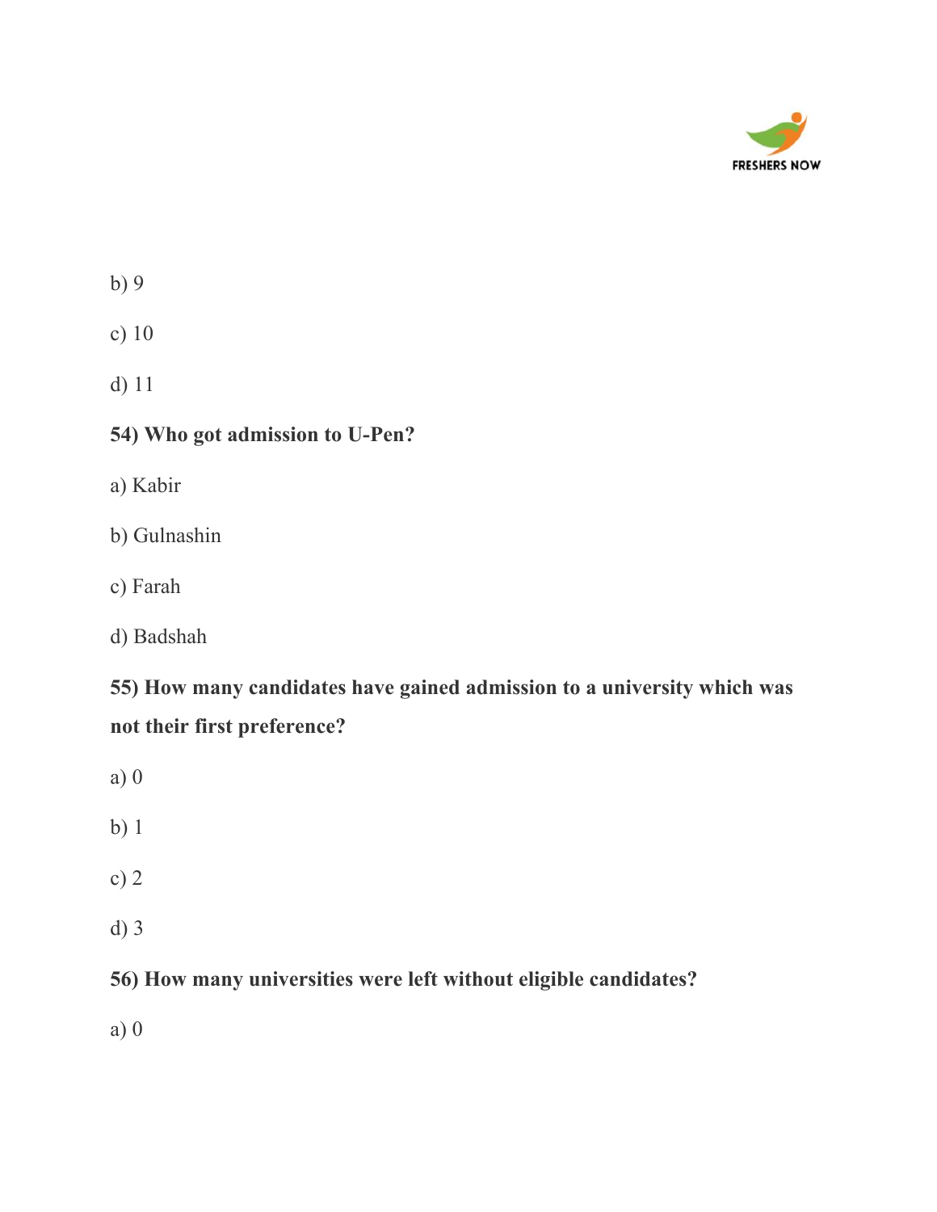b) 9

c) 10

d) 11

**54) Who got admission to U-Pen?**

a) Kabir

b) Gulnashin

c) Farah

d) Badshah

**55) How many candidates have gained admission to a university which was not their first preference?**

a) 0

b) 1

c) 2

d) 3

**56) How many universities were left without eligible candidates?**

a) 0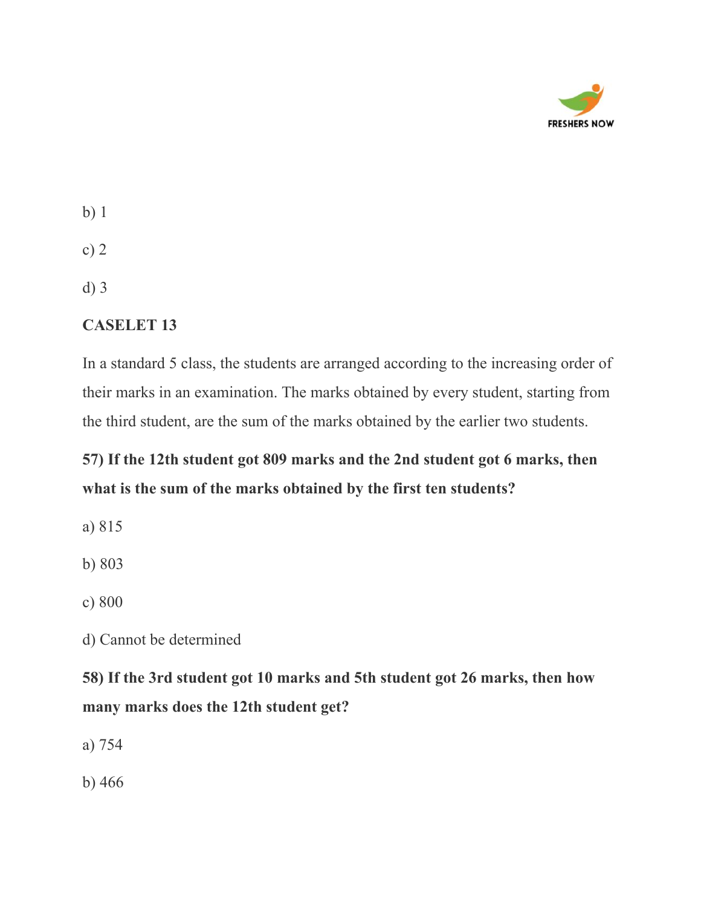b) 1

c) 2

d) 3

**CASELET 13**

In a standard 5 class, the students are arranged according to the increasing order of their marks in an examination. The marks obtained by every student, starting from the third student, are the sum of the marks obtained by the earlier two students.

**57) If the 12th student got 809 marks and the 2nd student got 6 marks, then what is the sum of the marks obtained by the first ten students?**

a) 815

b) 803

c) 800

d) Cannot be determined

**58) If the 3rd student got 10 marks and 5th student got 26 marks, then how many marks does the 12th student get?**

a) 754

b) 466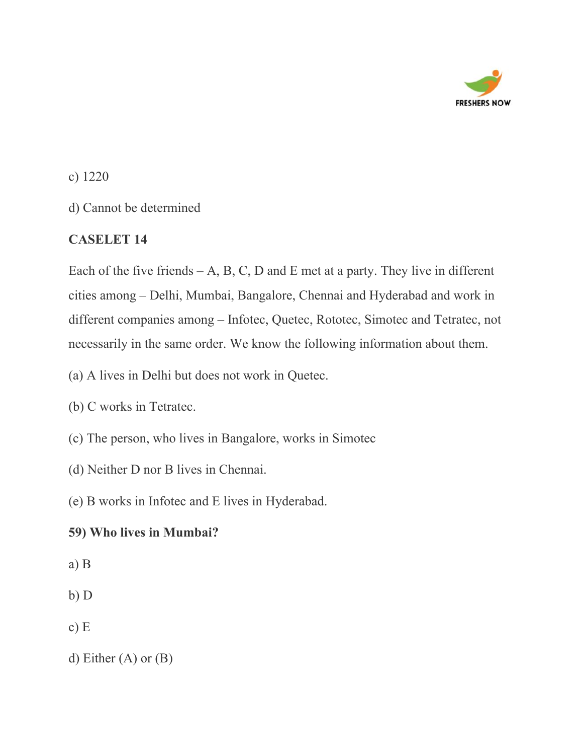c) 1220

d) Cannot be determined

**CASELET 14**

Each of the five friends – A, B, C, D and E met at a party. They live in different cities among – Delhi, Mumbai, Bangalore, Chennai and Hyderabad and work in different companies among – Infotec, Quetec, Rototec, Simotec and Tetratec, not necessarily in the same order. We know the following information about them.

(a) A lives in Delhi but does not work in Quetec.

(b) C works in Tetratec.

(c) The person, who lives in Bangalore, works in Simotec

(d) Neither D nor B lives in Chennai.

(e) B works in Infotec and E lives in Hyderabad.

**59) Who lives in Mumbai?**

a) B

b) D

c) E

d) Either (A) or (B)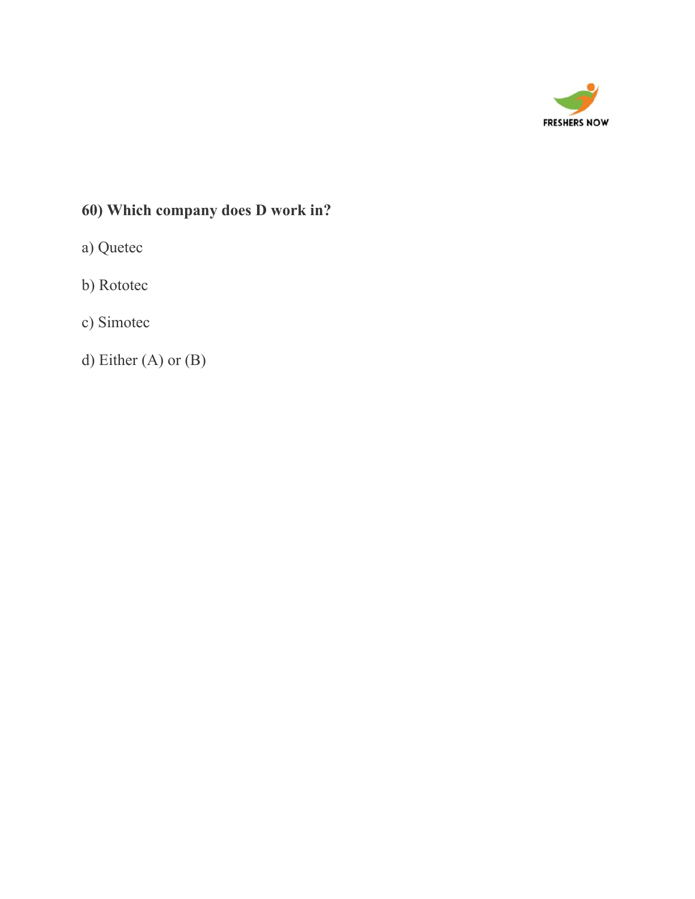**60) Which company does D work in?**

a) Quetec

b) Rototec

c) Simotec

d) Either (A) or (B)